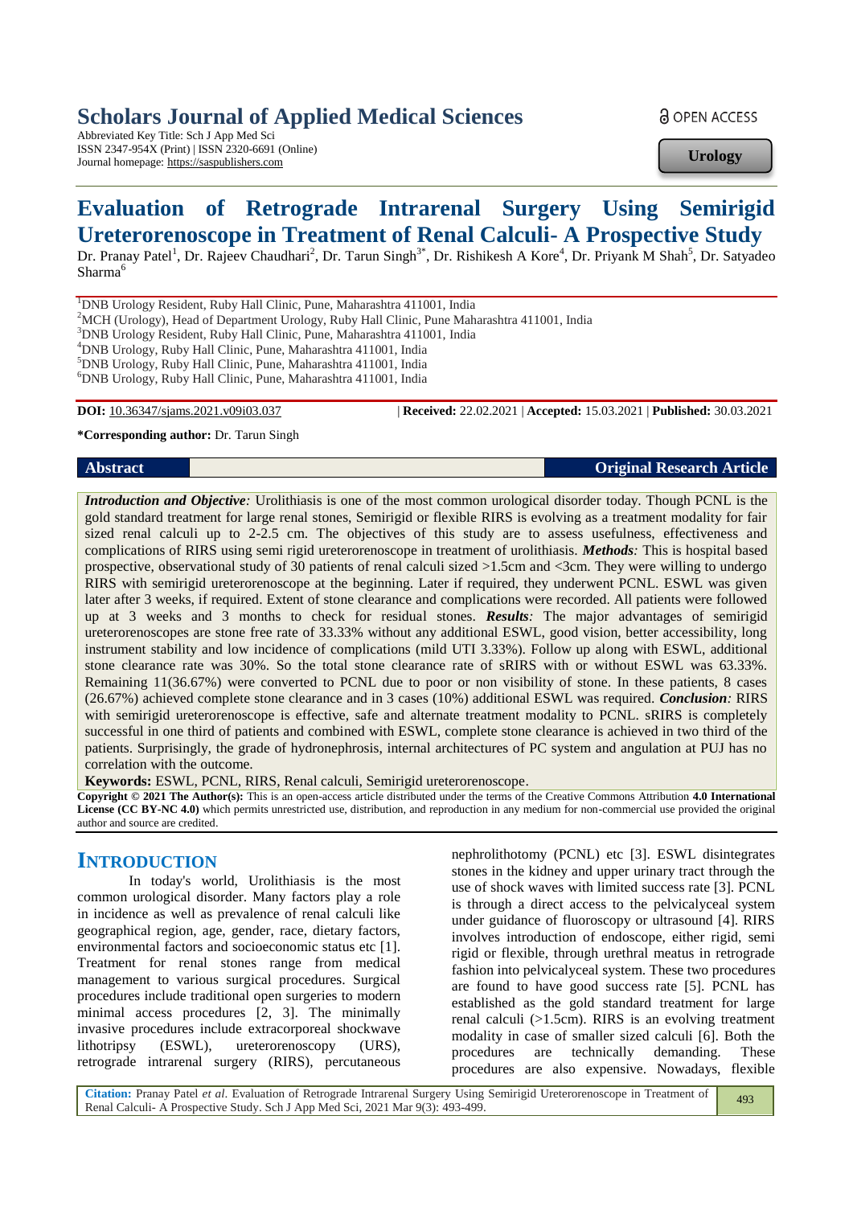# Scholars Journal of Applied Medical Sciences

Abbreviated Key Title: Sch J App Med Sci
ISSN 2347-954X (Print) | ISSN 2320-6691 (Online)
Journal homepage: https://saspublishers.com

OPEN ACCESS

**Urology**

# Evaluation of Retrograde Intrarenal Surgery Using Semirigid Ureterorenoscope in Treatment of Renal Calculi- A Prospective Study

Dr. Pranay Patel[1], Dr. Rajeev Chaudhari[2], Dr. Tarun Singh[3*], Dr. Rishikesh A Kore[4], Dr. Priyank M Shah[5], Dr. Satyadeo Sharma[6]

[1]DNB Urology Resident, Ruby Hall Clinic, Pune, Maharashtra 411001, India
[2]MCH (Urology), Head of Department Urology, Ruby Hall Clinic, Pune Maharashtra 411001, India
[3]DNB Urology Resident, Ruby Hall Clinic, Pune, Maharashtra 411001, India
[4]DNB Urology, Ruby Hall Clinic, Pune, Maharashtra 411001, India
[5]DNB Urology, Ruby Hall Clinic, Pune, Maharashtra 411001, India
[6]DNB Urology, Ruby Hall Clinic, Pune, Maharashtra 411001, India

**DOI:** 10.36347/sjams.2021.v09i03.037 | **Received:** 22.02.2021 | **Accepted:** 15.03.2021 | **Published:** 30.03.2021

**\*Corresponding author:** Dr. Tarun Singh

**Abstract** **Original Research Article**

***Introduction and Objective:*** Urolithiasis is one of the most common urological disorder today. Though PCNL is the gold standard treatment for large renal stones, Semirigid or flexible RIRS is evolving as a treatment modality for fair sized renal calculi up to 2-2.5 cm. The objectives of this study are to assess usefulness, effectiveness and complications of RIRS using semi rigid ureterorenoscope in treatment of urolithiasis. ***Methods:*** This is hospital based prospective, observational study of 30 patients of renal calculi sized >1.5cm and <3cm. They were willing to undergo RIRS with semirigid ureterorenoscope at the beginning. Later if required, they underwent PCNL. ESWL was given later after 3 weeks, if required. Extent of stone clearance and complications were recorded. All patients were followed up at 3 weeks and 3 months to check for residual stones. ***Results:*** The major advantages of semirigid ureterorenoscopes are stone free rate of 33.33% without any additional ESWL, good vision, better accessibility, long instrument stability and low incidence of complications (mild UTI 3.33%). Follow up along with ESWL, additional stone clearance rate was 30%. So the total stone clearance rate of sRIRS with or without ESWL was 63.33%. Remaining 11(36.67%) were converted to PCNL due to poor or non visibility of stone. In these patients, 8 cases (26.67%) achieved complete stone clearance and in 3 cases (10%) additional ESWL was required. ***Conclusion:*** RIRS with semirigid ureterorenoscope is effective, safe and alternate treatment modality to PCNL. sRIRS is completely successful in one third of patients and combined with ESWL, complete stone clearance is achieved in two third of the patients. Surprisingly, the grade of hydronephrosis, internal architectures of PC system and angulation at PUJ has no correlation with the outcome.

**Keywords:** ESWL, PCNL, RIRS, Renal calculi, Semirigid ureterorenoscope.

**Copyright © 2021 The Author(s):** This is an open-access article distributed under the terms of the Creative Commons Attribution **4.0 International License (CC BY-NC 4.0)** which permits unrestricted use, distribution, and reproduction in any medium for non-commercial use provided the original author and source are credited.

## INTRODUCTION

In today's world, Urolithiasis is the most common urological disorder. Many factors play a role in incidence as well as prevalence of renal calculi like geographical region, age, gender, race, dietary factors, environmental factors and socioeconomic status etc [1]. Treatment for renal stones range from medical management to various surgical procedures. Surgical procedures include traditional open surgeries to modern minimal access procedures [2, 3]. The minimally invasive procedures include extracorporeal shockwave lithotripsy (ESWL), ureterorenoscopy (URS), retrograde intrarenal surgery (RIRS), percutaneous nephrolithotomy (PCNL) etc [3]. ESWL disintegrates stones in the kidney and upper urinary tract through the use of shock waves with limited success rate [3]. PCNL is through a direct access to the pelvicalyceal system under guidance of fluoroscopy or ultrasound [4]. RIRS involves introduction of endoscope, either rigid, semi rigid or flexible, through urethral meatus in retrograde fashion into pelvicalyceal system. These two procedures are found to have good success rate [5]. PCNL has established as the gold standard treatment for large renal calculi (>1.5cm). RIRS is an evolving treatment modality in case of smaller sized calculi [6]. Both the procedures are technically demanding. These procedures are also expensive. Nowadays, flexible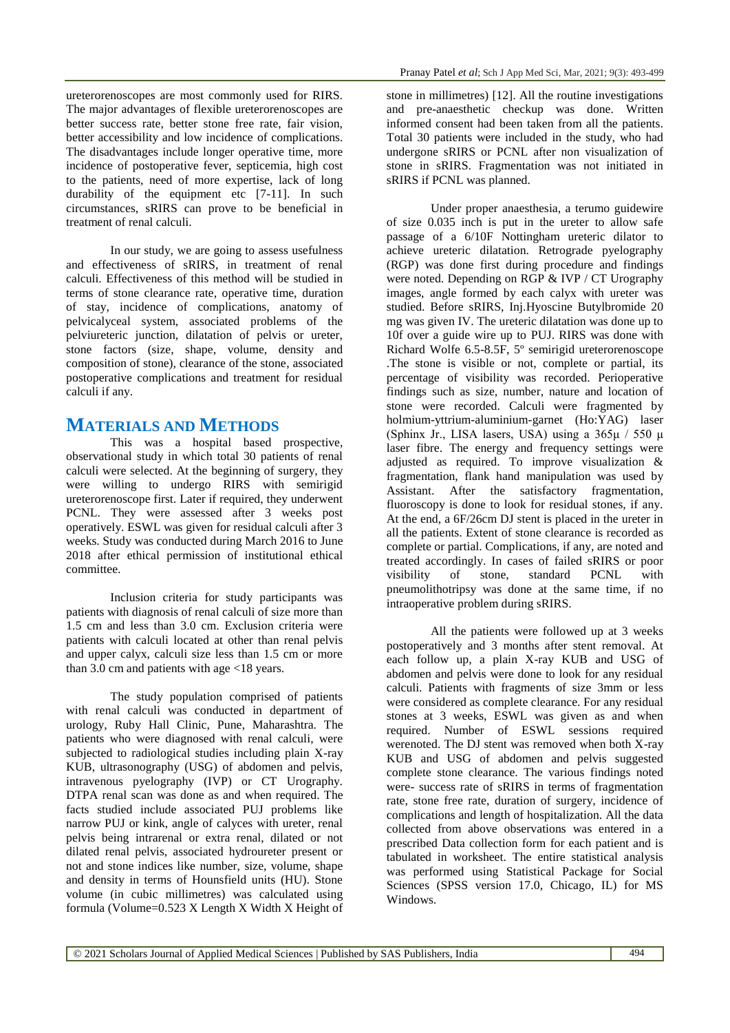ureterorenoscopes are most commonly used for RIRS. The major advantages of flexible ureterorenoscopes are better success rate, better stone free rate, fair vision, better accessibility and low incidence of complications. The disadvantages include longer operative time, more incidence of postoperative fever, septicemia, high cost to the patients, need of more expertise, lack of long durability of the equipment etc [7-11]. In such circumstances, sRIRS can prove to be beneficial in treatment of renal calculi.

In our study, we are going to assess usefulness and effectiveness of sRIRS, in treatment of renal calculi. Effectiveness of this method will be studied in terms of stone clearance rate, operative time, duration of stay, incidence of complications, anatomy of pelvicalyceal system, associated problems of the pelviureteric junction, dilatation of pelvis or ureter, stone factors (size, shape, volume, density and composition of stone), clearance of the stone, associated postoperative complications and treatment for residual calculi if any.

## MATERIALS AND METHODS

This was a hospital based prospective, observational study in which total 30 patients of renal calculi were selected. At the beginning of surgery, they were willing to undergo RIRS with semirigid ureterorenoscope first. Later if required, they underwent PCNL. They were assessed after 3 weeks post operatively. ESWL was given for residual calculi after 3 weeks. Study was conducted during March 2016 to June 2018 after ethical permission of institutional ethical committee.

Inclusion criteria for study participants was patients with diagnosis of renal calculi of size more than 1.5 cm and less than 3.0 cm. Exclusion criteria were patients with calculi located at other than renal pelvis and upper calyx, calculi size less than 1.5 cm or more than 3.0 cm and patients with age <18 years.

The study population comprised of patients with renal calculi was conducted in department of urology, Ruby Hall Clinic, Pune, Maharashtra. The patients who were diagnosed with renal calculi, were subjected to radiological studies including plain X-ray KUB, ultrasonography (USG) of abdomen and pelvis, intravenous pyelography (IVP) or CT Urography. DTPA renal scan was done as and when required. The facts studied include associated PUJ problems like narrow PUJ or kink, angle of calyces with ureter, renal pelvis being intrarenal or extra renal, dilated or not dilated renal pelvis, associated hydroureter present or not and stone indices like number, size, volume, shape and density in terms of Hounsfield units (HU). Stone volume (in cubic millimetres) was calculated using formula (Volume=0.523 X Length X Width X Height of stone in millimetres) [12]. All the routine investigations and pre-anaesthetic checkup was done. Written informed consent had been taken from all the patients. Total 30 patients were included in the study, who had undergone sRIRS or PCNL after non visualization of stone in sRIRS. Fragmentation was not initiated in sRIRS if PCNL was planned.

Under proper anaesthesia, a terumo guidewire of size 0.035 inch is put in the ureter to allow safe passage of a 6/10F Nottingham ureteric dilator to achieve ureteric dilatation. Retrograde pyelography (RGP) was done first during procedure and findings were noted. Depending on RGP & IVP / CT Urography images, angle formed by each calyx with ureter was studied. Before sRIRS, Inj.Hyoscine Butylbromide 20 mg was given IV. The ureteric dilatation was done up to 10f over a guide wire up to PUJ. RIRS was done with Richard Wolfe 6.5-8.5F, 5º semirigid ureterorenoscope .The stone is visible or not, complete or partial, its percentage of visibility was recorded. Perioperative findings such as size, number, nature and location of stone were recorded. Calculi were fragmented by holmium-yttrium-aluminium-garnet (Ho:YAG) laser (Sphinx Jr., LISA lasers, USA) using a 365µ / 550 µ laser fibre. The energy and frequency settings were adjusted as required. To improve visualization & fragmentation, flank hand manipulation was used by Assistant. After the satisfactory fragmentation, fluoroscopy is done to look for residual stones, if any. At the end, a 6F/26cm DJ stent is placed in the ureter in all the patients. Extent of stone clearance is recorded as complete or partial. Complications, if any, are noted and treated accordingly. In cases of failed sRIRS or poor visibility of stone, standard PCNL with pneumolithotripsy was done at the same time, if no intraoperative problem during sRIRS.

All the patients were followed up at 3 weeks postoperatively and 3 months after stent removal. At each follow up, a plain X-ray KUB and USG of abdomen and pelvis were done to look for any residual calculi. Patients with fragments of size 3mm or less were considered as complete clearance. For any residual stones at 3 weeks, ESWL was given as and when required. Number of ESWL sessions required werenoted. The DJ stent was removed when both X-ray KUB and USG of abdomen and pelvis suggested complete stone clearance. The various findings noted were- success rate of sRIRS in terms of fragmentation rate, stone free rate, duration of surgery, incidence of complications and length of hospitalization. All the data collected from above observations was entered in a prescribed Data collection form for each patient and is tabulated in worksheet. The entire statistical analysis was performed using Statistical Package for Social Sciences (SPSS version 17.0, Chicago, IL) for MS Windows.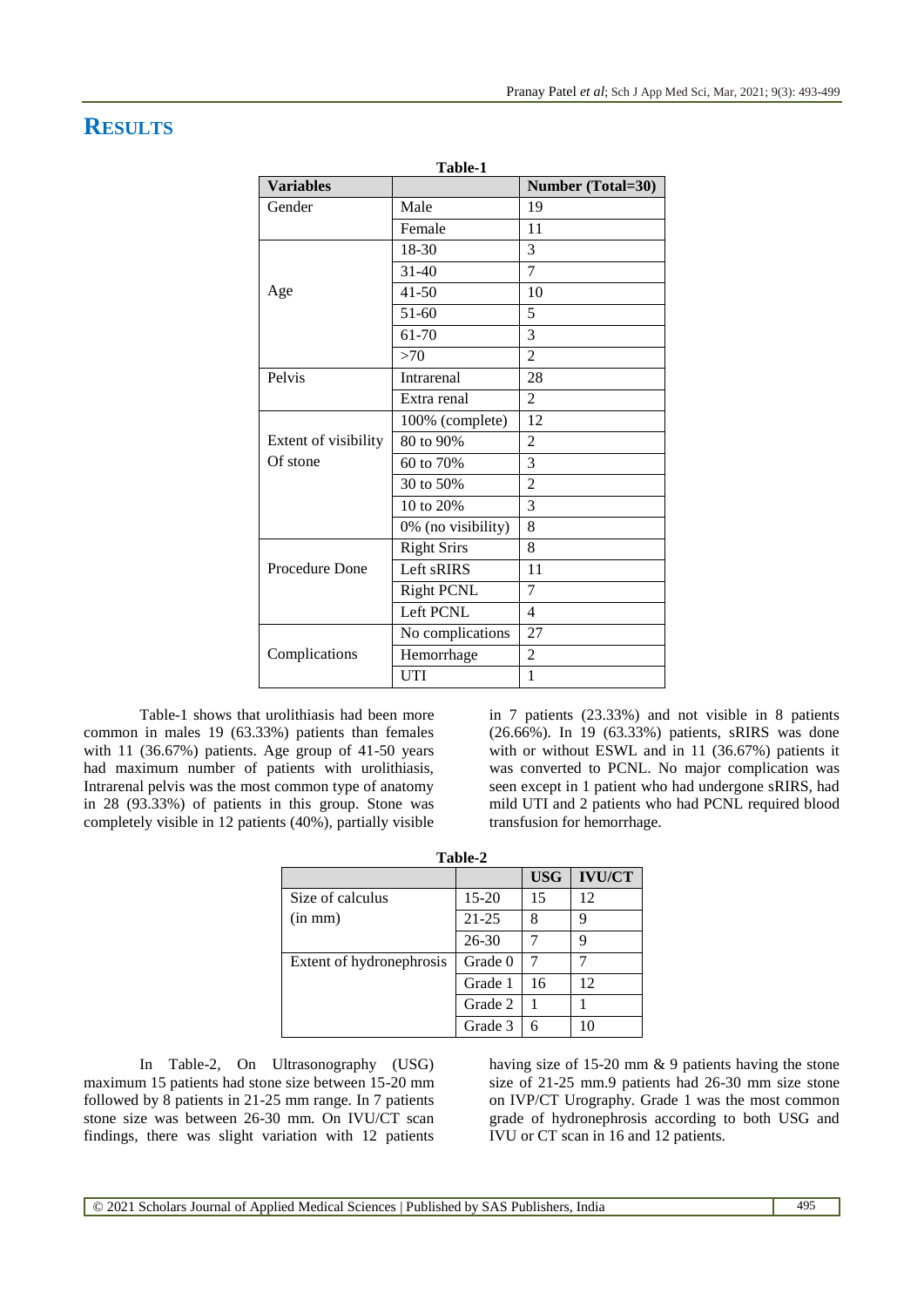# RESULTS

**Table-1**

| Variables | | Number (Total=30) |
|---|---|---|
| Gender | Male | 19 |
| | Female | 11 |
| Age | 18-30 | 3 |
| | 31-40 | 7 |
| | 41-50 | 10 |
| | 51-60 | 5 |
| | 61-70 | 3 |
| | >70 | 2 |
| Pelvis | Intrarenal | 28 |
| | Extra renal | 2 |
| Extent of visibility Of stone | 100% (complete) | 12 |
| | 80 to 90% | 2 |
| | 60 to 70% | 3 |
| | 30 to 50% | 2 |
| | 10 to 20% | 3 |
| | 0% (no visibility) | 8 |
| Procedure Done | Right Srirs | 8 |
| | Left sRIRS | 11 |
| | Right PCNL | 7 |
| | Left PCNL | 4 |
| Complications | No complications | 27 |
| | Hemorrhage | 2 |
| | UTI | 1 |

Table-1 shows that urolithiasis had been more common in males 19 (63.33%) patients than females with 11 (36.67%) patients. Age group of 41-50 years had maximum number of patients with urolithiasis, Intrarenal pelvis was the most common type of anatomy in 28 (93.33%) of patients in this group. Stone was completely visible in 12 patients (40%), partially visible in 7 patients (23.33%) and not visible in 8 patients (26.66%). In 19 (63.33%) patients, sRIRS was done with or without ESWL and in 11 (36.67%) patients it was converted to PCNL. No major complication was seen except in 1 patient who had undergone sRIRS, had mild UTI and 2 patients who had PCNL required blood transfusion for hemorrhage.

**Table-2**

| | | USG | IVU/CT |
|---|---|---|---|
| Size of calculus (in mm) | 15-20 | 15 | 12 |
| | 21-25 | 8 | 9 |
| | 26-30 | 7 | 9 |
| Extent of hydronephrosis | Grade 0 | 7 | 7 |
| | Grade 1 | 16 | 12 |
| | Grade 2 | 1 | 1 |
| | Grade 3 | 6 | 10 |

In Table-2, On Ultrasonography (USG) maximum 15 patients had stone size between 15-20 mm followed by 8 patients in 21-25 mm range. In 7 patients stone size was between 26-30 mm. On IVU/CT scan findings, there was slight variation with 12 patients having size of 15-20 mm & 9 patients having the stone size of 21-25 mm.9 patients had 26-30 mm size stone on IVP/CT Urography. Grade 1 was the most common grade of hydronephrosis according to both USG and IVU or CT scan in 16 and 12 patients.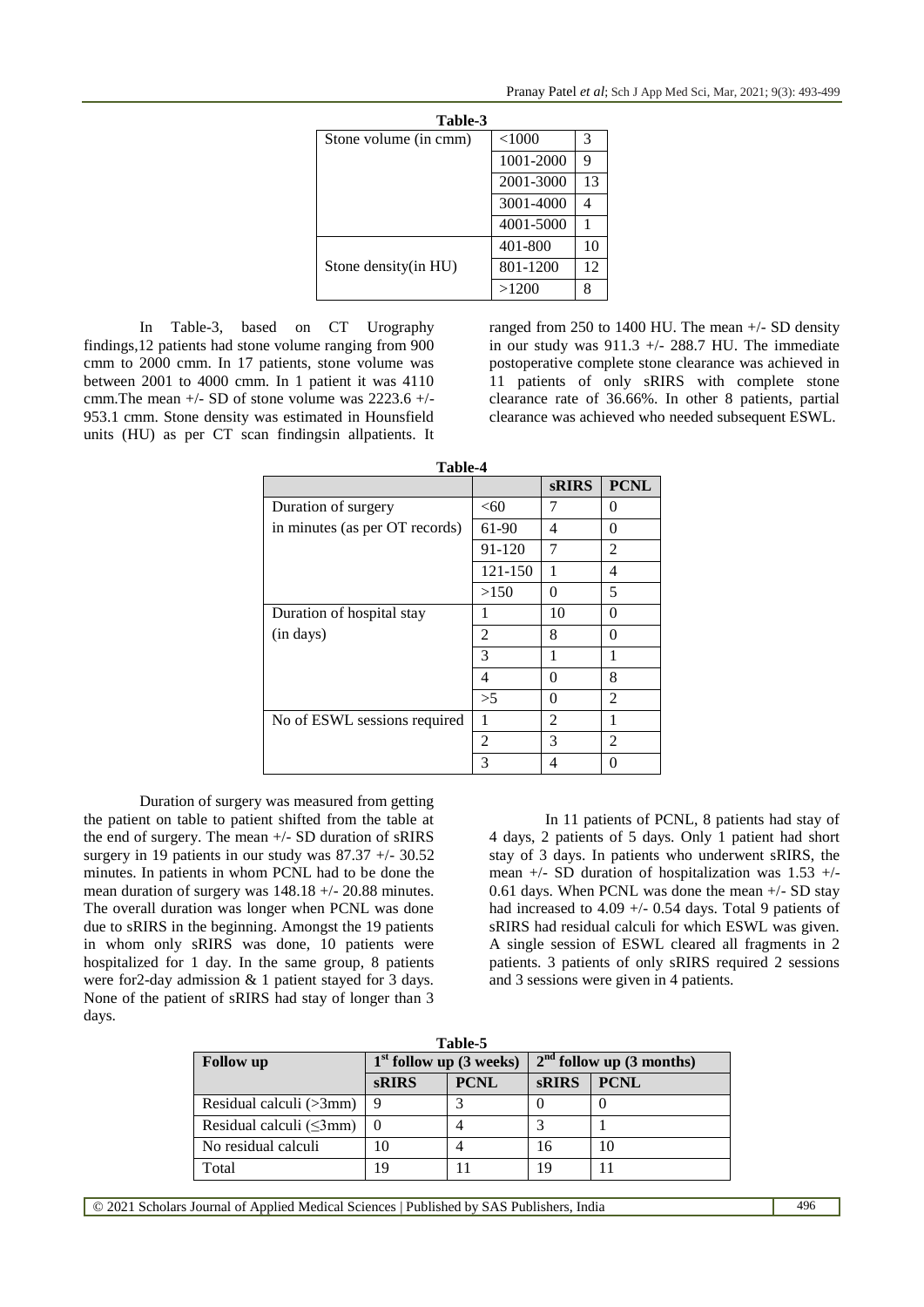**Table-3**

| Stone volume (in cmm) | <1000 | 3 |
|---|---|---|
| | 1001-2000 | 9 |
| | 2001-3000 | 13 |
| | 3001-4000 | 4 |
| | 4001-5000 | 1 |
| Stone density(in HU) | 401-800 | 10 |
| | 801-1200 | 12 |
| | >1200 | 8 |

In Table-3, based on CT Urography findings,12 patients had stone volume ranging from 900 cmm to 2000 cmm. In 17 patients, stone volume was between 2001 to 4000 cmm. In 1 patient it was 4110 cmm.The mean +/- SD of stone volume was 2223.6 +/- 953.1 cmm. Stone density was estimated in Hounsfield units (HU) as per CT scan findingsin allpatients. It ranged from 250 to 1400 HU. The mean +/- SD density in our study was 911.3 +/- 288.7 HU. The immediate postoperative complete stone clearance was achieved in 11 patients of only sRIRS with complete stone clearance rate of 36.66%. In other 8 patients, partial clearance was achieved who needed subsequent ESWL.

**Table-4**

| | | **sRIRS** | **PCNL** |
|---|---|---|---|
| Duration of surgery in minutes (as per OT records) | <60 | 7 | 0 |
| | 61-90 | 4 | 0 |
| | 91-120 | 7 | 2 |
| | 121-150 | 1 | 4 |
| | >150 | 0 | 5 |
| Duration of hospital stay (in days) | 1 | 10 | 0 |
| | 2 | 8 | 0 |
| | 3 | 1 | 1 |
| | 4 | 0 | 8 |
| | >5 | 0 | 2 |
| No of ESWL sessions required | 1 | 2 | 1 |
| | 2 | 3 | 2 |
| | 3 | 4 | 0 |

Duration of surgery was measured from getting the patient on table to patient shifted from the table at the end of surgery. The mean +/- SD duration of sRIRS surgery in 19 patients in our study was 87.37 +/- 30.52 minutes. In patients in whom PCNL had to be done the mean duration of surgery was 148.18 +/- 20.88 minutes. The overall duration was longer when PCNL was done due to sRIRS in the beginning. Amongst the 19 patients in whom only sRIRS was done, 10 patients were hospitalized for 1 day. In the same group, 8 patients were for2-day admission & 1 patient stayed for 3 days. None of the patient of sRIRS had stay of longer than 3 days.

In 11 patients of PCNL, 8 patients had stay of 4 days, 2 patients of 5 days. Only 1 patient had short stay of 3 days. In patients who underwent sRIRS, the mean +/- SD duration of hospitalization was 1.53 +/- 0.61 days. When PCNL was done the mean +/- SD stay had increased to 4.09 +/- 0.54 days. Total 9 patients of sRIRS had residual calculi for which ESWL was given. A single session of ESWL cleared all fragments in 2 patients. 3 patients of only sRIRS required 2 sessions and 3 sessions were given in 4 patients.

**Table-5**

| **Follow up** | **1st follow up (3 weeks)** | | **2nd follow up (3 months)** | |
|---|---|---|---|---|
| | **sRIRS** | **PCNL** | **sRIRS** | **PCNL** |
| Residual calculi (>3mm) | 9 | 3 | 0 | 0 |
| Residual calculi (≤3mm) | 0 | 4 | 3 | 1 |
| No residual calculi | 10 | 4 | 16 | 10 |
| Total | 19 | 11 | 19 | 11 |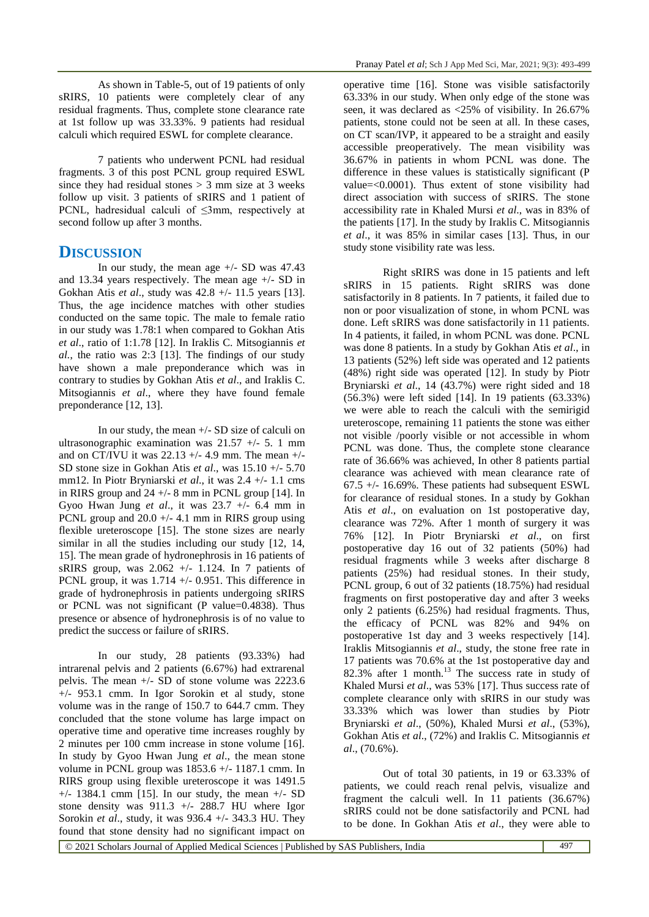As shown in Table-5, out of 19 patients of only sRIRS, 10 patients were completely clear of any residual fragments. Thus, complete stone clearance rate at 1st follow up was 33.33%. 9 patients had residual calculi which required ESWL for complete clearance.

7 patients who underwent PCNL had residual fragments. 3 of this post PCNL group required ESWL since they had residual stones > 3 mm size at 3 weeks follow up visit. 3 patients of sRIRS and 1 patient of PCNL, hadresidual calculi of ≤3mm, respectively at second follow up after 3 months.

## DISCUSSION

In our study, the mean age +/- SD was 47.43 and 13.34 years respectively. The mean age +/- SD in Gokhan Atis *et al*., study was 42.8 +/- 11.5 years [13]. Thus, the age incidence matches with other studies conducted on the same topic. The male to female ratio in our study was 1.78:1 when compared to Gokhan Atis *et al*., ratio of 1:1.78 [12]. In Iraklis C. Mitsogiannis *et al.*, the ratio was 2:3 [13]. The findings of our study have shown a male preponderance which was in contrary to studies by Gokhan Atis *et al*., and Iraklis C. Mitsogiannis *et al*., where they have found female preponderance [12, 13].

In our study, the mean +/- SD size of calculi on ultrasonographic examination was 21.57 +/- 5. 1 mm and on CT/IVU it was 22.13 +/- 4.9 mm. The mean +/- SD stone size in Gokhan Atis *et al*., was 15.10 +/- 5.70 mm12. In Piotr Bryniarski *et al*., it was 2.4 +/- 1.1 cms in RIRS group and 24 +/- 8 mm in PCNL group [14]. In Gyoo Hwan Jung *et al*., it was 23.7 +/- 6.4 mm in PCNL group and 20.0 +/- 4.1 mm in RIRS group using flexible ureteroscope [15]. The stone sizes are nearly similar in all the studies including our study [12, 14, 15]. The mean grade of hydronephrosis in 16 patients of sRIRS group, was 2.062 +/- 1.124. In 7 patients of PCNL group, it was 1.714 +/- 0.951. This difference in grade of hydronephrosis in patients undergoing sRIRS or PCNL was not significant (P value=0.4838). Thus presence or absence of hydronephrosis is of no value to predict the success or failure of sRIRS.

In our study, 28 patients (93.33%) had intrarenal pelvis and 2 patients (6.67%) had extrarenal pelvis. The mean +/- SD of stone volume was 2223.6 +/- 953.1 cmm. In Igor Sorokin et al study, stone volume was in the range of 150.7 to 644.7 cmm. They concluded that the stone volume has large impact on operative time and operative time increases roughly by 2 minutes per 100 cmm increase in stone volume [16]. In study by Gyoo Hwan Jung *et al*., the mean stone volume in PCNL group was 1853.6 +/- 1187.1 cmm. In RIRS group using flexible ureteroscope it was 1491.5 +/- 1384.1 cmm [15]. In our study, the mean +/- SD stone density was 911.3 +/- 288.7 HU where Igor Sorokin *et al*., study, it was 936.4 +/- 343.3 HU. They found that stone density had no significant impact on operative time [16]. Stone was visible satisfactorily 63.33% in our study. When only edge of the stone was seen, it was declared as <25% of visibility. In 26.67% patients, stone could not be seen at all. In these cases, on CT scan/IVP, it appeared to be a straight and easily accessible preoperatively. The mean visibility was 36.67% in patients in whom PCNL was done. The difference in these values is statistically significant (P value=<0.0001). Thus extent of stone visibility had direct association with success of sRIRS. The stone accessibility rate in Khaled Mursi *et al*., was in 83% of the patients [17]. In the study by Iraklis C. Mitsogiannis *et al*., it was 85% in similar cases [13]. Thus, in our study stone visibility rate was less.

Right sRIRS was done in 15 patients and left sRIRS in 15 patients. Right sRIRS was done satisfactorily in 8 patients. In 7 patients, it failed due to non or poor visualization of stone, in whom PCNL was done. Left sRIRS was done satisfactorily in 11 patients. In 4 patients, it failed, in whom PCNL was done. PCNL was done 8 patients. In a study by Gokhan Atis *et al*., in 13 patients (52%) left side was operated and 12 patients (48%) right side was operated [12]. In study by Piotr Bryniarski *et al*., 14 (43.7%) were right sided and 18 (56.3%) were left sided [14]. In 19 patients (63.33%) we were able to reach the calculi with the semirigid ureteroscope, remaining 11 patients the stone was either not visible /poorly visible or not accessible in whom PCNL was done. Thus, the complete stone clearance rate of 36.66% was achieved, In other 8 patients partial clearance was achieved with mean clearance rate of 67.5 +/- 16.69%. These patients had subsequent ESWL for clearance of residual stones. In a study by Gokhan Atis *et al*., on evaluation on 1st postoperative day, clearance was 72%. After 1 month of surgery it was 76% [12]. In Piotr Bryniarski *et al*., on first postoperative day 16 out of 32 patients (50%) had residual fragments while 3 weeks after discharge 8 patients (25%) had residual stones. In their study, PCNL group, 6 out of 32 patients (18.75%) had residual fragments on first postoperative day and after 3 weeks only 2 patients (6.25%) had residual fragments. Thus, the efficacy of PCNL was 82% and 94% on postoperative 1st day and 3 weeks respectively [14]. Iraklis Mitsogiannis *et al*., study, the stone free rate in 17 patients was 70.6% at the 1st postoperative day and 82.3% after 1 month.[13] The success rate in study of Khaled Mursi *et al*., was 53% [17]. Thus success rate of complete clearance only with sRIRS in our study was 33.33% which was lower than studies by Piotr Bryniarski *et al*., (50%), Khaled Mursi *et al*., (53%), Gokhan Atis *et al*., (72%) and Iraklis C. Mitsogiannis *et al*., (70.6%).

Out of total 30 patients, in 19 or 63.33% of patients, we could reach renal pelvis, visualize and fragment the calculi well. In 11 patients (36.67%) sRIRS could not be done satisfactorily and PCNL had to be done. In Gokhan Atis *et al*., they were able to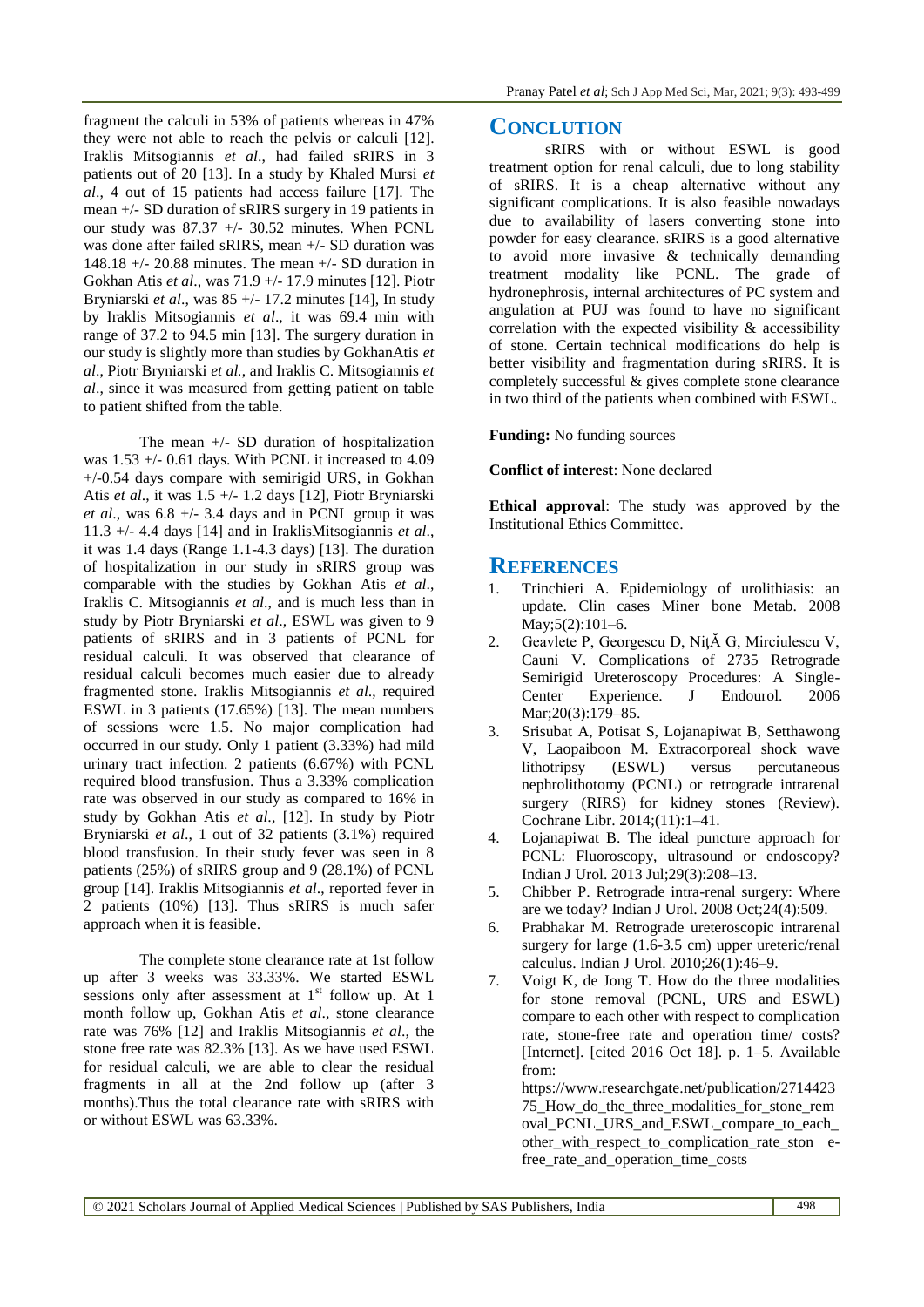fragment the calculi in 53% of patients whereas in 47% they were not able to reach the pelvis or calculi [12]. Iraklis Mitsogiannis *et al*., had failed sRIRS in 3 patients out of 20 [13]. In a study by Khaled Mursi *et al*., 4 out of 15 patients had access failure [17]. The mean +/- SD duration of sRIRS surgery in 19 patients in our study was 87.37 +/- 30.52 minutes. When PCNL was done after failed sRIRS, mean +/- SD duration was 148.18 +/- 20.88 minutes. The mean +/- SD duration in Gokhan Atis *et al*., was 71.9 +/- 17.9 minutes [12]. Piotr Bryniarski *et al*., was 85 +/- 17.2 minutes [14], In study by Iraklis Mitsogiannis *et al*., it was 69.4 min with range of 37.2 to 94.5 min [13]. The surgery duration in our study is slightly more than studies by GokhanAtis *et al*., Piotr Bryniarski *et al.*, and Iraklis C. Mitsogiannis *et al*., since it was measured from getting patient on table to patient shifted from the table.

The mean +/- SD duration of hospitalization was 1.53 +/- 0.61 days. With PCNL it increased to 4.09 +/-0.54 days compare with semirigid URS, in Gokhan Atis *et al*., it was 1.5 +/- 1.2 days [12], Piotr Bryniarski *et al*., was 6.8 +/- 3.4 days and in PCNL group it was 11.3 +/- 4.4 days [14] and in IraklisMitsogiannis *et al*., it was 1.4 days (Range 1.1-4.3 days) [13]. The duration of hospitalization in our study in sRIRS group was comparable with the studies by Gokhan Atis *et al*., Iraklis C. Mitsogiannis *et al*., and is much less than in study by Piotr Bryniarski *et al*., ESWL was given to 9 patients of sRIRS and in 3 patients of PCNL for residual calculi. It was observed that clearance of residual calculi becomes much easier due to already fragmented stone. Iraklis Mitsogiannis *et al*., required ESWL in 3 patients (17.65%) [13]. The mean numbers of sessions were 1.5. No major complication had occurred in our study. Only 1 patient (3.33%) had mild urinary tract infection. 2 patients (6.67%) with PCNL required blood transfusion. Thus a 3.33% complication rate was observed in our study as compared to 16% in study by Gokhan Atis *et al.*, [12]. In study by Piotr Bryniarski *et al*., 1 out of 32 patients (3.1%) required blood transfusion. In their study fever was seen in 8 patients (25%) of sRIRS group and 9 (28.1%) of PCNL group [14]. Iraklis Mitsogiannis *et al*., reported fever in 2 patients (10%) [13]. Thus sRIRS is much safer approach when it is feasible.

The complete stone clearance rate at 1st follow up after 3 weeks was 33.33%. We started ESWL sessions only after assessment at 1st follow up. At 1 month follow up, Gokhan Atis *et al*., stone clearance rate was 76% [12] and Iraklis Mitsogiannis *et al*., the stone free rate was 82.3% [13]. As we have used ESWL for residual calculi, we are able to clear the residual fragments in all at the 2nd follow up (after 3 months).Thus the total clearance rate with sRIRS with or without ESWL was 63.33%.

## CONCLUTION

sRIRS with or without ESWL is good treatment option for renal calculi, due to long stability of sRIRS. It is a cheap alternative without any significant complications. It is also feasible nowadays due to availability of lasers converting stone into powder for easy clearance. sRIRS is a good alternative to avoid more invasive & technically demanding treatment modality like PCNL. The grade of hydronephrosis, internal architectures of PC system and angulation at PUJ was found to have no significant correlation with the expected visibility & accessibility of stone. Certain technical modifications do help is better visibility and fragmentation during sRIRS. It is completely successful & gives complete stone clearance in two third of the patients when combined with ESWL.

**Funding:** No funding sources

**Conflict of interest**: None declared

**Ethical approval**: The study was approved by the Institutional Ethics Committee.

## REFERENCES

1. Trinchieri A. Epidemiology of urolithiasis: an update. Clin cases Miner bone Metab. 2008 May;5(2):101–6.
2. Geavlete P, Georgescu D, NițĂ G, Mirciulescu V, Cauni V. Complications of 2735 Retrograde Semirigid Ureteroscopy Procedures: A Single-Center Experience. J Endourol. 2006 Mar;20(3):179–85.
3. Srisubat A, Potisat S, Lojanapiwat B, Setthawong V, Laopaiboon M. Extracorporeal shock wave lithotripsy (ESWL) versus percutaneous nephrolithotomy (PCNL) or retrograde intrarenal surgery (RIRS) for kidney stones (Review). Cochrane Libr. 2014;(11):1–41.
4. Lojanapiwat B. The ideal puncture approach for PCNL: Fluoroscopy, ultrasound or endoscopy? Indian J Urol. 2013 Jul;29(3):208–13.
5. Chibber P. Retrograde intra-renal surgery: Where are we today? Indian J Urol. 2008 Oct;24(4):509.
6. Prabhakar M. Retrograde ureteroscopic intrarenal surgery for large (1.6-3.5 cm) upper ureteric/renal calculus. Indian J Urol. 2010;26(1):46–9.
7. Voigt K, de Jong T. How do the three modalities for stone removal (PCNL, URS and ESWL) compare to each other with respect to complication rate, stone-free rate and operation time/ costs? [Internet]. [cited 2016 Oct 18]. p. 1–5. Available from: https://www.researchgate.net/publication/271442375_How_do_the_three_modalities_for_stone_removal_PCNL_URS_and_ESWL_compare_to_each_other_with_respect_to_complication_rate_stone-free_rate_and_operation_time_costs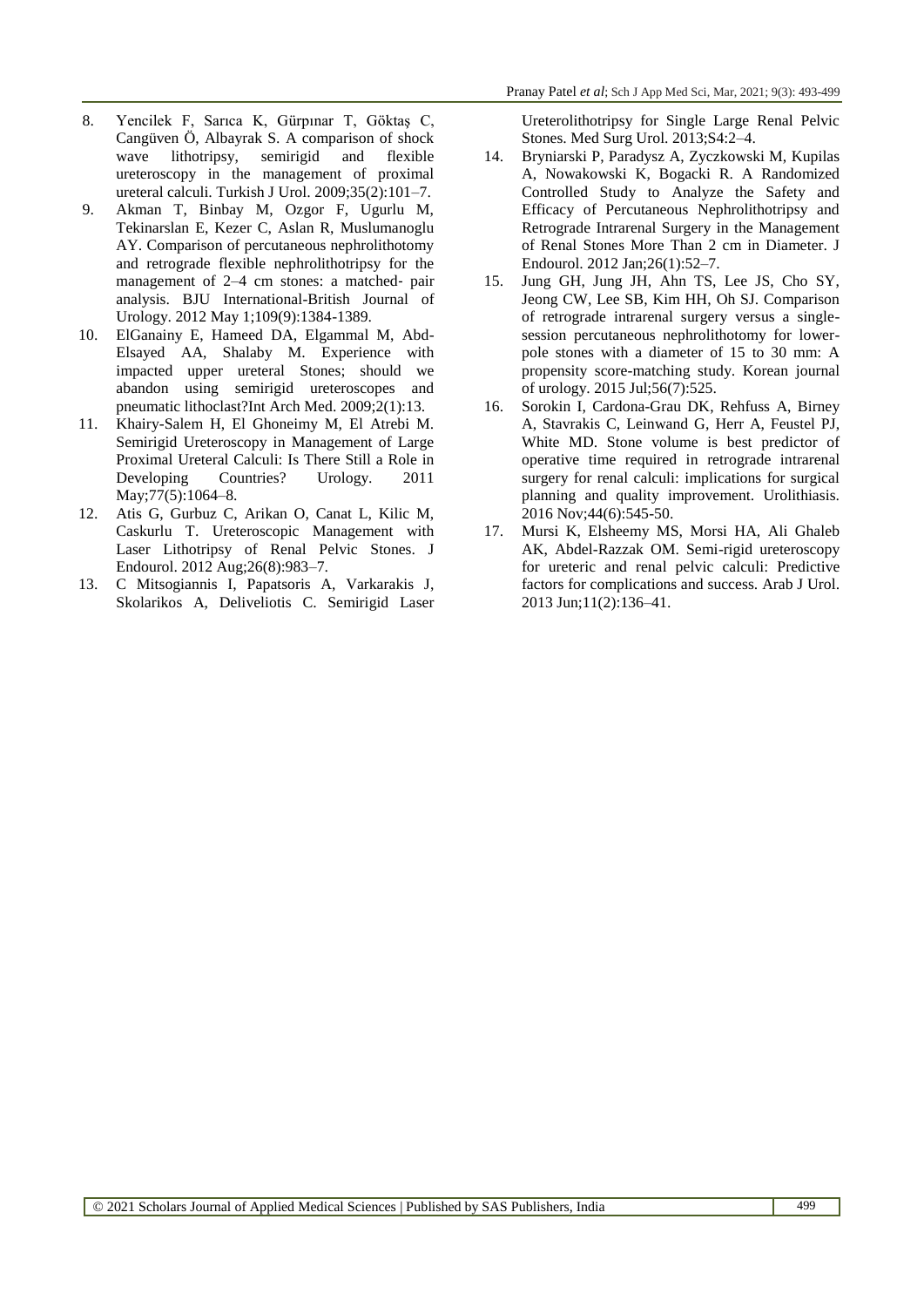8. Yencilek F, Sarıca K, Gürpınar T, Göktaş C, Cangüven Ö, Albayrak S. A comparison of shock wave lithotripsy, semirigid and flexible ureteroscopy in the management of proximal ureteral calculi. Turkish J Urol. 2009;35(2):101–7.
9. Akman T, Binbay M, Ozgor F, Ugurlu M, Tekinarslan E, Kezer C, Aslan R, Muslumanoglu AY. Comparison of percutaneous nephrolithotomy and retrograde flexible nephrolithotripsy for the management of 2–4 cm stones: a matched‐ pair analysis. BJU International-British Journal of Urology. 2012 May 1;109(9):1384-1389.
10. ElGanainy E, Hameed DA, Elgammal M, Abd-Elsayed AA, Shalaby M. Experience with impacted upper ureteral Stones; should we abandon using semirigid ureteroscopes and pneumatic lithoclast?Int Arch Med. 2009;2(1):13.
11. Khairy-Salem H, El Ghoneimy M, El Atrebi M. Semirigid Ureteroscopy in Management of Large Proximal Ureteral Calculi: Is There Still a Role in Developing Countries? Urology. 2011 May;77(5):1064–8.
12. Atis G, Gurbuz C, Arikan O, Canat L, Kilic M, Caskurlu T. Ureteroscopic Management with Laser Lithotripsy of Renal Pelvic Stones. J Endourol. 2012 Aug;26(8):983–7.
13. C Mitsogiannis I, Papatsoris A, Varkarakis J, Skolarikos A, Deliveliotis C. Semirigid Laser Ureterolithotripsy for Single Large Renal Pelvic Stones. Med Surg Urol. 2013;S4:2–4.
14. Bryniarski P, Paradysz A, Zyczkowski M, Kupilas A, Nowakowski K, Bogacki R. A Randomized Controlled Study to Analyze the Safety and Efficacy of Percutaneous Nephrolithotripsy and Retrograde Intrarenal Surgery in the Management of Renal Stones More Than 2 cm in Diameter. J Endourol. 2012 Jan;26(1):52–7.
15. Jung GH, Jung JH, Ahn TS, Lee JS, Cho SY, Jeong CW, Lee SB, Kim HH, Oh SJ. Comparison of retrograde intrarenal surgery versus a single-session percutaneous nephrolithotomy for lower-pole stones with a diameter of 15 to 30 mm: A propensity score-matching study. Korean journal of urology. 2015 Jul;56(7):525.
16. Sorokin I, Cardona-Grau DK, Rehfuss A, Birney A, Stavrakis C, Leinwand G, Herr A, Feustel PJ, White MD. Stone volume is best predictor of operative time required in retrograde intrarenal surgery for renal calculi: implications for surgical planning and quality improvement. Urolithiasis. 2016 Nov;44(6):545-50.
17. Mursi K, Elsheemy MS, Morsi HA, Ali Ghaleb AK, Abdel-Razzak OM. Semi-rigid ureteroscopy for ureteric and renal pelvic calculi: Predictive factors for complications and success. Arab J Urol. 2013 Jun;11(2):136–41.